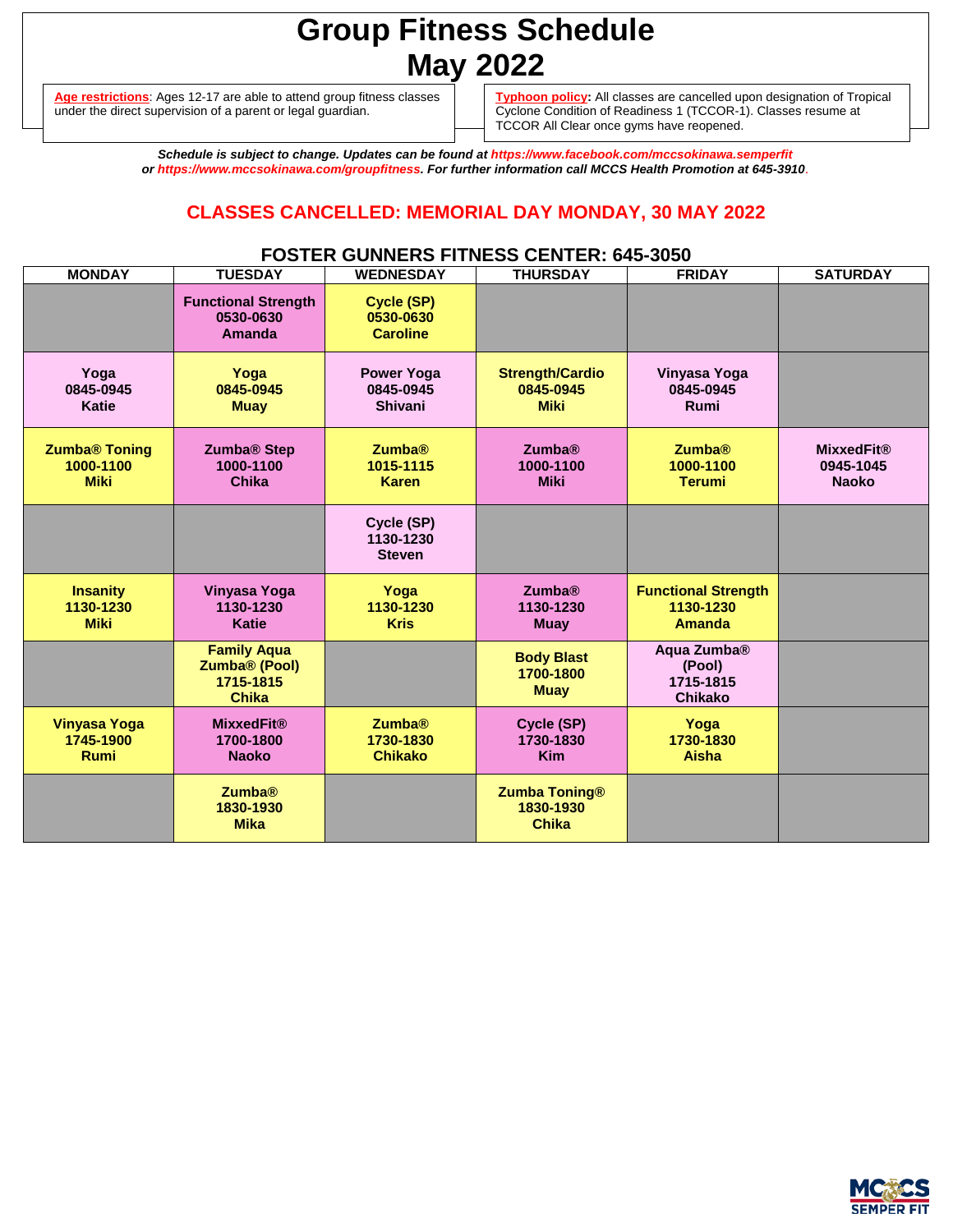# Group Fitness Schedule
# May 2022

**Age restrictions**: Ages 12-17 are able to attend group fitness classes under the direct supervision of a parent or legal guardian.

**Typhoon policy:** All classes are cancelled upon designation of Tropical Cyclone Condition of Readiness 1 (TCCOR-1). Classes resume at TCCOR All Clear once gyms have reopened.

***Schedule is subject to change. Updates can be found at https://www.facebook.com/mccsokinawa.semperfit or https://www.mccsokinawa.com/groupfitness. For further information call MCCS Health Promotion at 645-3910.***

## CLASSES CANCELLED: MEMORIAL DAY MONDAY, 30 MAY 2022

### FOSTER GUNNERS FITNESS CENTER: 645-3050

| MONDAY | TUESDAY | WEDNESDAY | THURSDAY | FRIDAY | SATURDAY |
|---|---|---|---|---|---|
| | **Functional Strength 0530-0630 Amanda** | **Cycle (SP) 0530-0630 Caroline** | | | |
| **Yoga 0845-0945 Katie** | **Yoga 0845-0945 Muay** | **Power Yoga 0845-0945 Shivani** | **Strength/Cardio 0845-0945 Miki** | **Vinyasa Yoga 0845-0945 Rumi** | |
| **Zumba® Toning 1000-1100 Miki** | **Zumba® Step 1000-1100 Chika** | **Zumba® 1015-1115 Karen** | **Zumba® 1000-1100 Miki** | **Zumba® 1000-1100 Terumi** | **MixxedFit® 0945-1045 Naoko** |
| | | **Cycle (SP) 1130-1230 Steven** | | | |
| **Insanity 1130-1230 Miki** | **Vinyasa Yoga 1130-1230 Katie** | **Yoga 1130-1230 Kris** | **Zumba® 1130-1230 Muay** | **Functional Strength 1130-1230 Amanda** | |
| | **Family Aqua Zumba® (Pool) 1715-1815 Chika** | | **Body Blast 1700-1800 Muay** | **Aqua Zumba® (Pool) 1715-1815 Chikako** | |
| **Vinyasa Yoga 1745-1900 Rumi** | **MixxedFit® 1700-1800 Naoko** | **Zumba® 1730-1830 Chikako** | **Cycle (SP) 1730-1830 Kim** | **Yoga 1730-1830 Aisha** | |
| | **Zumba® 1830-1930 Mika** | | **Zumba Toning® 1830-1930 Chika** | | |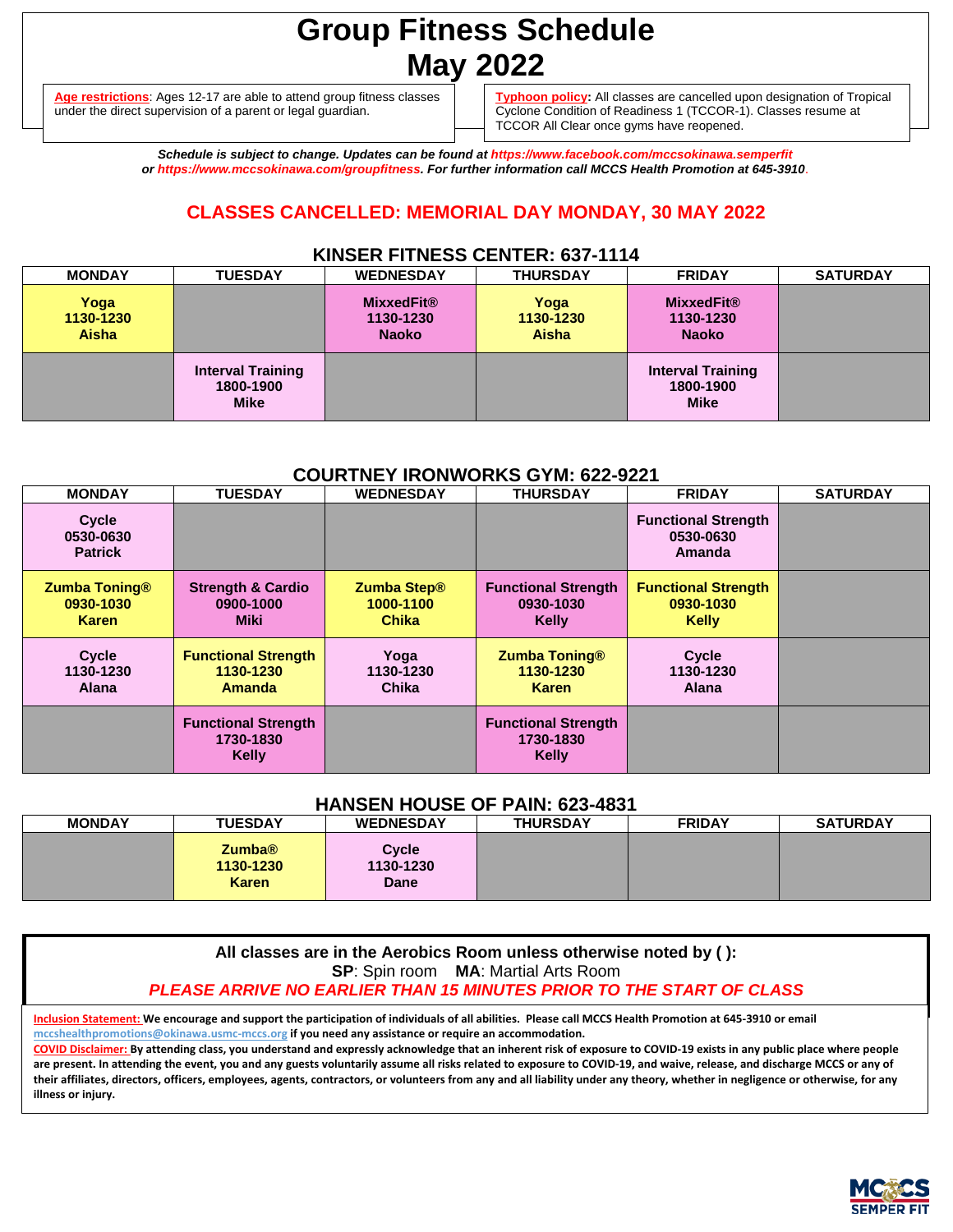# Group Fitness Schedule
# May 2022

**Age restrictions**: Ages 12-17 are able to attend group fitness classes under the direct supervision of a parent or legal guardian.

**Typhoon policy:** All classes are cancelled upon designation of Tropical Cyclone Condition of Readiness 1 (TCCOR-1). Classes resume at TCCOR All Clear once gyms have reopened.

***Schedule is subject to change. Updates can be found at https://www.facebook.com/mccsokinawa.semperfit or https://www.mccsokinawa.com/groupfitness. For further information call MCCS Health Promotion at 645-3910.***

## CLASSES CANCELLED: MEMORIAL DAY MONDAY, 30 MAY 2022

### KINSER FITNESS CENTER: 637-1114

| MONDAY | TUESDAY | WEDNESDAY | THURSDAY | FRIDAY | SATURDAY |
|---|---|---|---|---|---|
| Yoga 1130-1230 Aisha | | MixxedFit® 1130-1230 Naoko | Yoga 1130-1230 Aisha | MixxedFit® 1130-1230 Naoko | |
| | Interval Training 1800-1900 Mike | | | Interval Training 1800-1900 Mike | |

### COURTNEY IRONWORKS GYM: 622-9221

| MONDAY | TUESDAY | WEDNESDAY | THURSDAY | FRIDAY | SATURDAY |
|---|---|---|---|---|---|
| Cycle 0530-0630 Patrick | | | | Functional Strength 0530-0630 Amanda | |
| Zumba Toning® 0930-1030 Karen | Strength & Cardio 0900-1000 Miki | Zumba Step® 1000-1100 Chika | Functional Strength 0930-1030 Kelly | Functional Strength 0930-1030 Kelly | |
| Cycle 1130-1230 Alana | Functional Strength 1130-1230 Amanda | Yoga 1130-1230 Chika | Zumba Toning® 1130-1230 Karen | Cycle 1130-1230 Alana | |
| | Functional Strength 1730-1830 Kelly | | Functional Strength 1730-1830 Kelly | | |

### HANSEN HOUSE OF PAIN: 623-4831

| MONDAY | TUESDAY | WEDNESDAY | THURSDAY | FRIDAY | SATURDAY |
|---|---|---|---|---|---|
| | Zumba® 1130-1230 Karen | Cycle 1130-1230 Dane | | | |

**All classes are in the Aerobics Room unless otherwise noted by ( ):**
**SP**: Spin room **MA**: Martial Arts Room
***PLEASE ARRIVE NO EARLIER THAN 15 MINUTES PRIOR TO THE START OF CLASS***

**Inclusion Statement: We encourage and support the participation of individuals of all abilities. Please call MCCS Health Promotion at 645-3910 or email mccshealthpromotions@okinawa.usmc-mccs.org if you need any assistance or require an accommodation.**

**COVID Disclaimer: By attending class, you understand and expressly acknowledge that an inherent risk of exposure to COVID-19 exists in any public place where people are present. In attending the event, you and any guests voluntarily assume all risks related to exposure to COVID-19, and waive, release, and discharge MCCS or any of their affiliates, directors, officers, employees, agents, contractors, or volunteers from any and all liability under any theory, whether in negligence or otherwise, for any illness or injury.**

MCCS SEMPER FIT